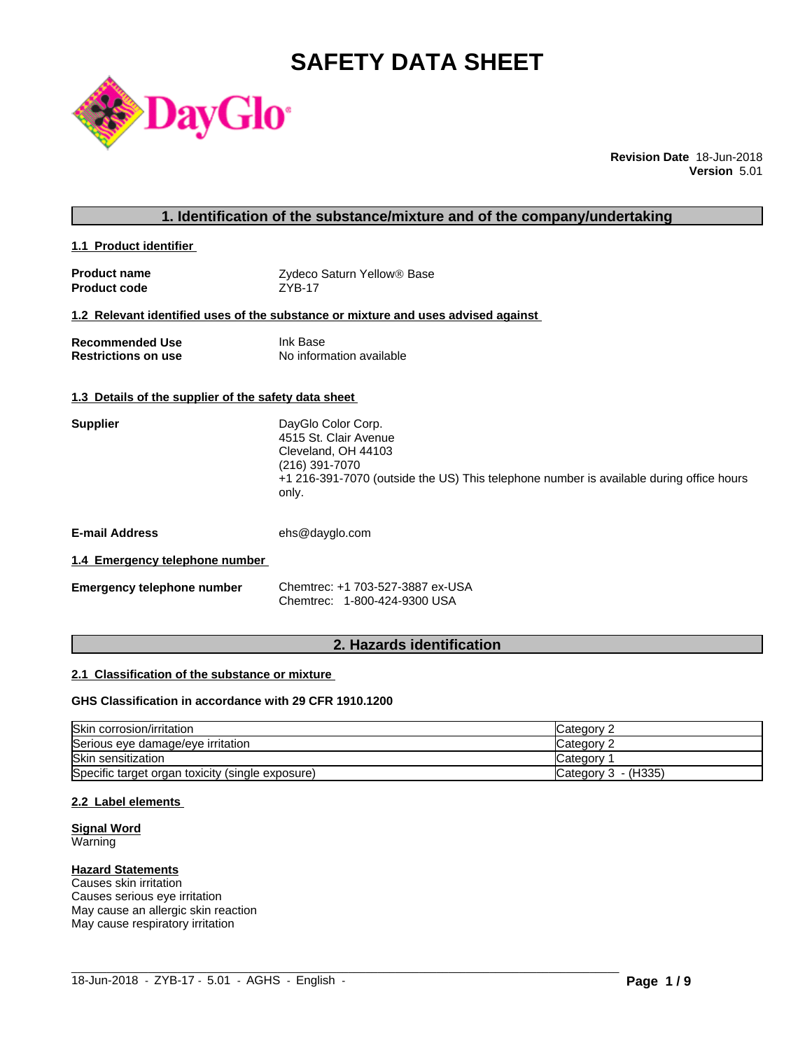# SAFETY DATA SHEET

**Revision Date** 18-Jun-2018
**Version** 5.01

## 1. Identification of the substance/mixture and of the company/undertaking

### 1.1 Product identifier

| | |
|---|---|
| **Product name** | Zydeco Saturn Yellow® Base |
| **Product code** | ZYB-17 |

### 1.2 Relevant identified uses of the substance or mixture and uses advised against

| | |
|---|---|
| **Recommended Use** | Ink Base |
| **Restrictions on use** | No information available |

### 1.3 Details of the supplier of the safety data sheet

**Supplier**

DayGlo Color Corp.
4515 St. Clair Avenue
Cleveland, OH 44103
(216) 391-7070
+1 216-391-7070 (outside the US) This telephone number is available during office hours only.

**E-mail Address** ehs@dayglo.com

### 1.4 Emergency telephone number

**Emergency telephone number**

Chemtrec: +1 703-527-3887 ex-USA
Chemtrec: 1-800-424-9300 USA

## 2. Hazards identification

### 2.1 Classification of the substance or mixture

**GHS Classification in accordance with 29 CFR 1910.1200**

| Hazard class | Category |
|---|---|
| Skin corrosion/irritation | Category 2 |
| Serious eye damage/eye irritation | Category 2 |
| Skin sensitization | Category 1 |
| Specific target organ toxicity (single exposure) | Category 3 - (H335) |

### 2.2 Label elements

**Signal Word**
Warning

**Hazard Statements**
Causes skin irritation
Causes serious eye irritation
May cause an allergic skin reaction
May cause respiratory irritation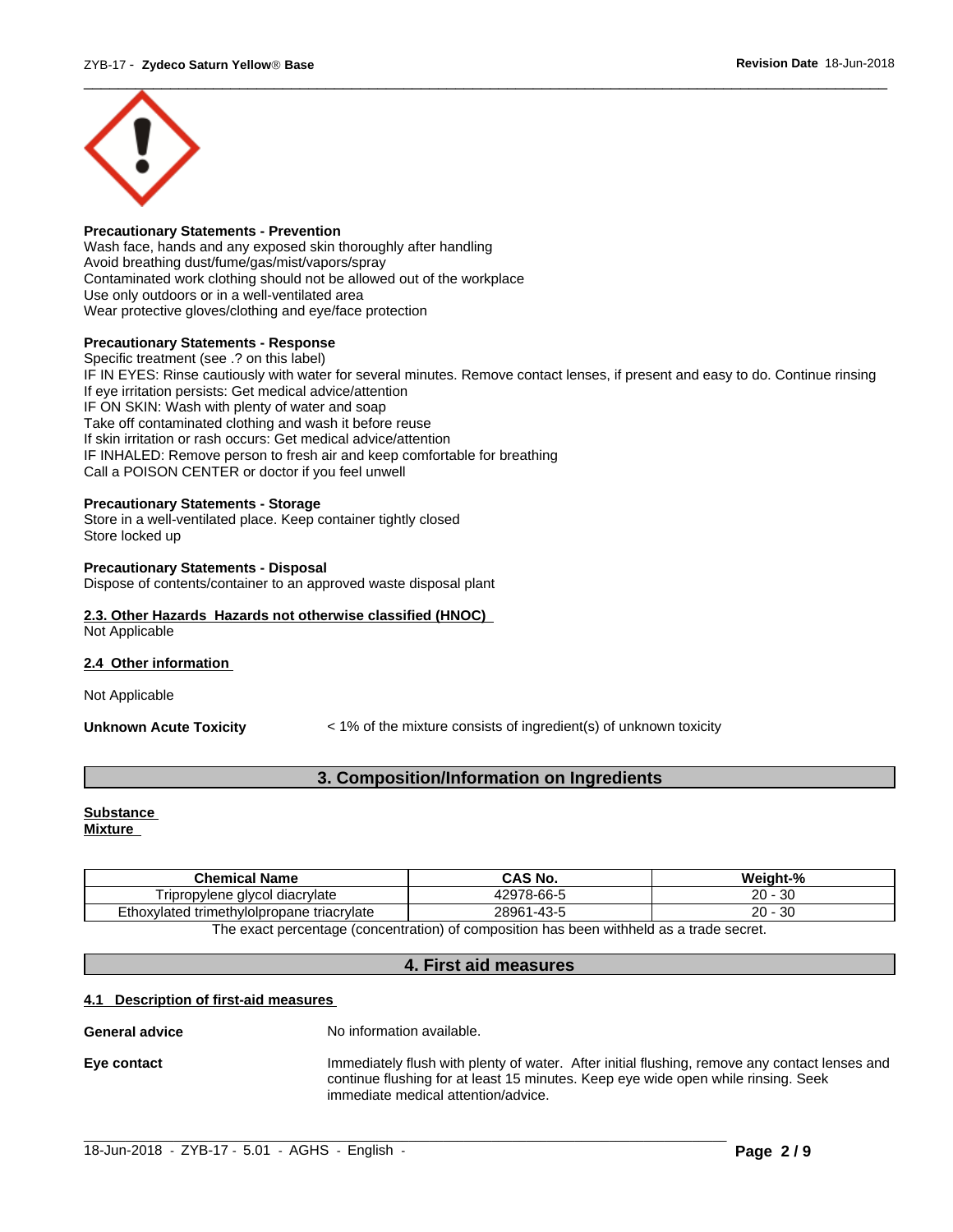**Precautionary Statements - Prevention**
Wash face, hands and any exposed skin thoroughly after handling
Avoid breathing dust/fume/gas/mist/vapors/spray
Contaminated work clothing should not be allowed out of the workplace
Use only outdoors or in a well-ventilated area
Wear protective gloves/clothing and eye/face protection

**Precautionary Statements - Response**
Specific treatment (see .? on this label)
IF IN EYES: Rinse cautiously with water for several minutes. Remove contact lenses, if present and easy to do. Continue rinsing
If eye irritation persists: Get medical advice/attention
IF ON SKIN: Wash with plenty of water and soap
Take off contaminated clothing and wash it before reuse
If skin irritation or rash occurs: Get medical advice/attention
IF INHALED: Remove person to fresh air and keep comfortable for breathing
Call a POISON CENTER or doctor if you feel unwell

**Precautionary Statements - Storage**
Store in a well-ventilated place. Keep container tightly closed
Store locked up

**Precautionary Statements - Disposal**
Dispose of contents/container to an approved waste disposal plant

**2.3. Other Hazards Hazards not otherwise classified (HNOC)**
Not Applicable

**2.4 Other information**

Not Applicable

**Unknown Acute Toxicity** < 1% of the mixture consists of ingredient(s) of unknown toxicity

## 3. Composition/Information on Ingredients

**Substance**
**Mixture**

| Chemical Name | CAS No. | Weight-% |
|---|---|---|
| Tripropylene glycol diacrylate | 42978-66-5 | 20 - 30 |
| Ethoxylated trimethylolpropane triacrylate | 28961-43-5 | 20 - 30 |

The exact percentage (concentration) of composition has been withheld as a trade secret.

## 4. First aid measures

**4.1 Description of first-aid measures**

**General advice** No information available.

**Eye contact** Immediately flush with plenty of water. After initial flushing, remove any contact lenses and continue flushing for at least 15 minutes. Keep eye wide open while rinsing. Seek immediate medical attention/advice.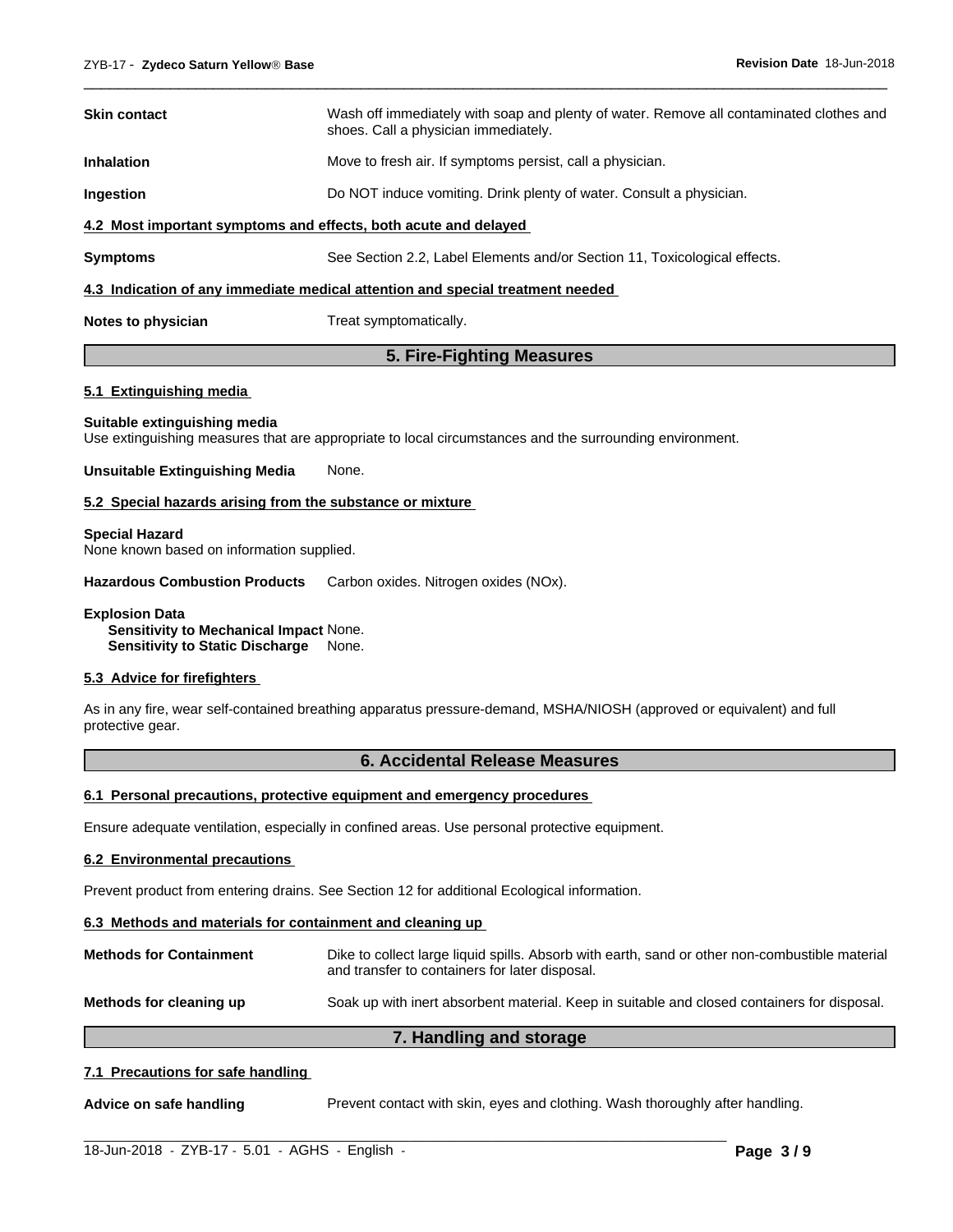**Skin contact** Wash off immediately with soap and plenty of water. Remove all contaminated clothes and shoes. Call a physician immediately.

**Inhalation** Move to fresh air. If symptoms persist, call a physician.

**Ingestion** Do NOT induce vomiting. Drink plenty of water. Consult a physician.

### 4.2 Most important symptoms and effects, both acute and delayed

**Symptoms** See Section 2.2, Label Elements and/or Section 11, Toxicological effects.

### 4.3 Indication of any immediate medical attention and special treatment needed

**Notes to physician** Treat symptomatically.

## 5. Fire-Fighting Measures

### 5.1 Extinguishing media

**Suitable extinguishing media**
Use extinguishing measures that are appropriate to local circumstances and the surrounding environment.

**Unsuitable Extinguishing Media** None.

### 5.2 Special hazards arising from the substance or mixture

**Special Hazard**
None known based on information supplied.

**Hazardous Combustion Products** Carbon oxides. Nitrogen oxides (NOx).

**Explosion Data**
**Sensitivity to Mechanical Impact** None.
**Sensitivity to Static Discharge** None.

### 5.3 Advice for firefighters

As in any fire, wear self-contained breathing apparatus pressure-demand, MSHA/NIOSH (approved or equivalent) and full protective gear.

## 6. Accidental Release Measures

### 6.1 Personal precautions, protective equipment and emergency procedures

Ensure adequate ventilation, especially in confined areas. Use personal protective equipment.

### 6.2 Environmental precautions

Prevent product from entering drains. See Section 12 for additional Ecological information.

### 6.3 Methods and materials for containment and cleaning up

**Methods for Containment** Dike to collect large liquid spills. Absorb with earth, sand or other non-combustible material and transfer to containers for later disposal.

**Methods for cleaning up** Soak up with inert absorbent material. Keep in suitable and closed containers for disposal.

## 7. Handling and storage

### 7.1 Precautions for safe handling

**Advice on safe handling** Prevent contact with skin, eyes and clothing. Wash thoroughly after handling.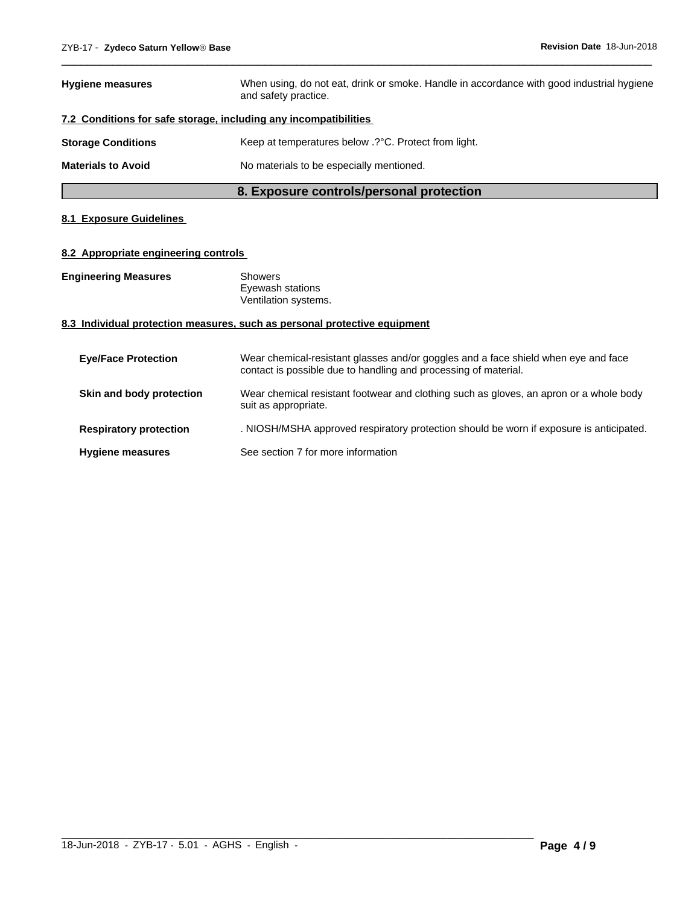**Hygiene measures** When using, do not eat, drink or smoke. Handle in accordance with good industrial hygiene and safety practice.

### 7.2 Conditions for safe storage, including any incompatibilities

**Storage Conditions** Keep at temperatures below .?°C. Protect from light.

**Materials to Avoid** No materials to be especially mentioned.

## 8. Exposure controls/personal protection

### 8.1 Exposure Guidelines

### 8.2 Appropriate engineering controls

**Engineering Measures**
Showers
Eyewash stations
Ventilation systems.

### 8.3 Individual protection measures, such as personal protective equipment

**Eye/Face Protection** Wear chemical-resistant glasses and/or goggles and a face shield when eye and face contact is possible due to handling and processing of material.

**Skin and body protection** Wear chemical resistant footwear and clothing such as gloves, an apron or a whole body suit as appropriate.

**Respiratory protection** . NIOSH/MSHA approved respiratory protection should be worn if exposure is anticipated.

**Hygiene measures** See section 7 for more information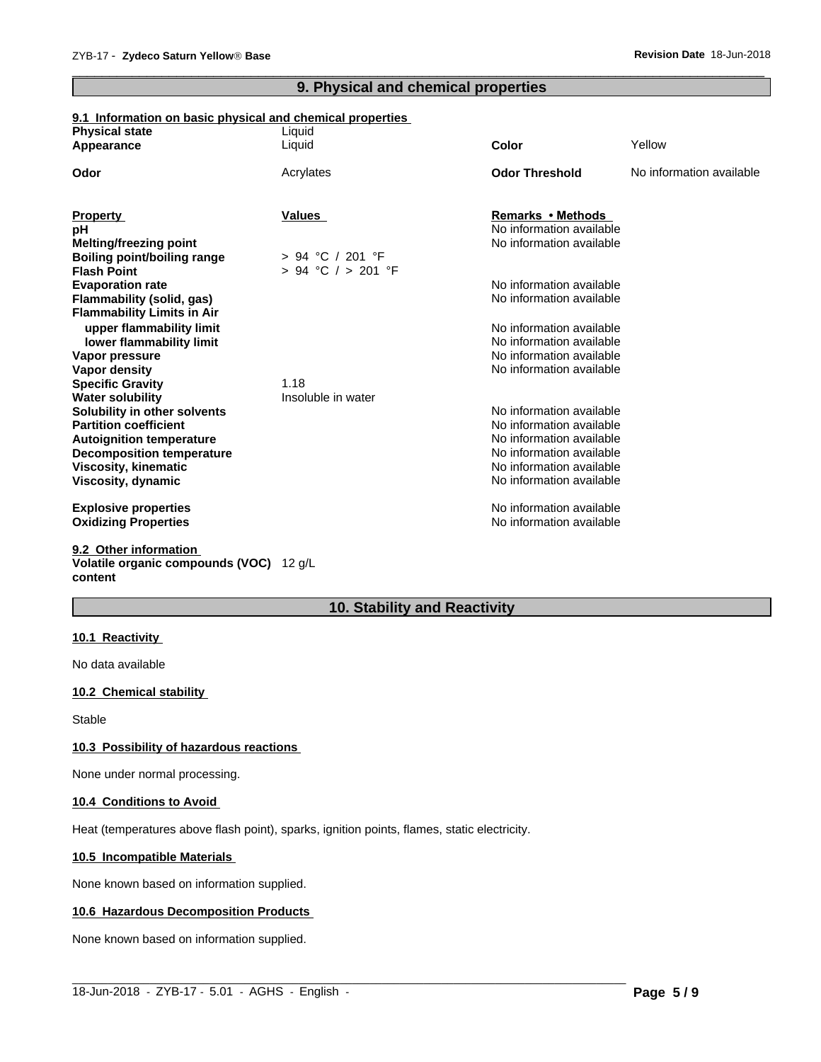## 9. Physical and chemical properties

### 9.1 Information on basic physical and chemical properties

| | | | |
|---|---|---|---|
| **Physical state** | Liquid | | |
| **Appearance** | Liquid | **Color** | Yellow |
| **Odor** | Acrylates | **Odor Threshold** | No information available |

| **Property** | **Values** | **Remarks • Methods** |
|---|---|---|
| **pH** | | No information available |
| **Melting/freezing point** | | No information available |
| **Boiling point/boiling range** | > 94 °C / 201 °F | |
| **Flash Point** | > 94 °C / > 201 °F | |
| **Evaporation rate** | | No information available |
| **Flammability (solid, gas)** | | No information available |
| **Flammability Limits in Air** | | |
| **upper flammability limit** | | No information available |
| **lower flammability limit** | | No information available |
| **Vapor pressure** | | No information available |
| **Vapor density** | | No information available |
| **Specific Gravity** | 1.18 | |
| **Water solubility** | Insoluble in water | |
| **Solubility in other solvents** | | No information available |
| **Partition coefficient** | | No information available |
| **Autoignition temperature** | | No information available |
| **Decomposition temperature** | | No information available |
| **Viscosity, kinematic** | | No information available |
| **Viscosity, dynamic** | | No information available |
| **Explosive properties** | | No information available |
| **Oxidizing Properties** | | No information available |

### 9.2 Other information

**Volatile organic compounds (VOC) content** 12 g/L

## 10. Stability and Reactivity

### 10.1 Reactivity

No data available

### 10.2 Chemical stability

Stable

### 10.3 Possibility of hazardous reactions

None under normal processing.

### 10.4 Conditions to Avoid

Heat (temperatures above flash point), sparks, ignition points, flames, static electricity.

### 10.5 Incompatible Materials

None known based on information supplied.

### 10.6 Hazardous Decomposition Products

None known based on information supplied.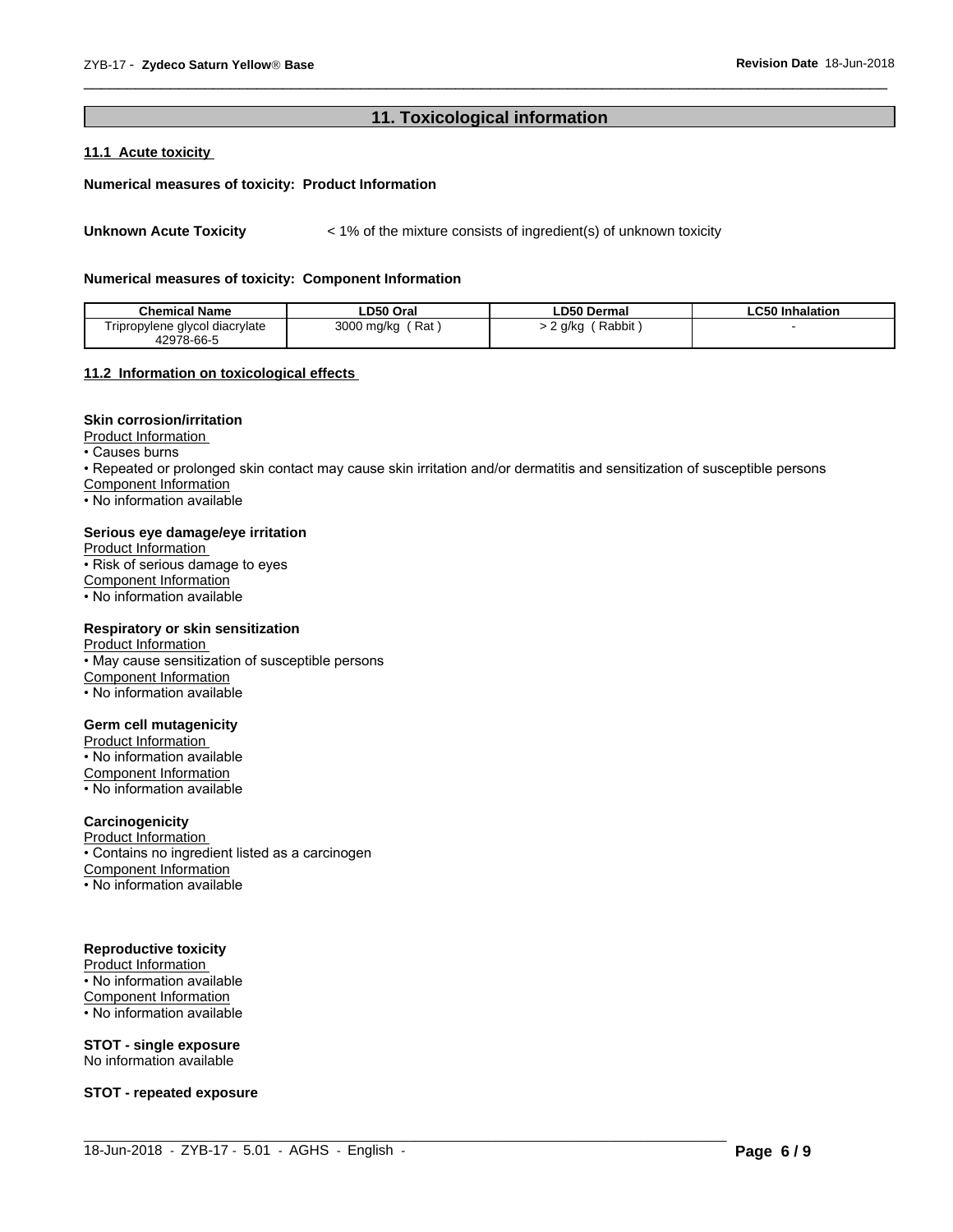## 11. Toxicological information

### 11.1 Acute toxicity

**Numerical measures of toxicity: Product Information**

**Unknown Acute Toxicity** < 1% of the mixture consists of ingredient(s) of unknown toxicity

**Numerical measures of toxicity: Component Information**

| Chemical Name | LD50 Oral | LD50 Dermal | LC50 Inhalation |
|---|---|---|---|
| Tripropylene glycol diacrylate 42978-66-5 | 3000 mg/kg ( Rat ) | > 2 g/kg ( Rabbit ) | - |

### 11.2 Information on toxicological effects

**Skin corrosion/irritation**

Product Information

- Causes burns
- Repeated or prolonged skin contact may cause skin irritation and/or dermatitis and sensitization of susceptible persons

Component Information

- No information available

**Serious eye damage/eye irritation**

Product Information

- Risk of serious damage to eyes

Component Information

- No information available

**Respiratory or skin sensitization**

Product Information

- May cause sensitization of susceptible persons

Component Information

- No information available

**Germ cell mutagenicity**

Product Information

- No information available

Component Information

- No information available

**Carcinogenicity**

Product Information

- Contains no ingredient listed as a carcinogen

Component Information

- No information available

**Reproductive toxicity**

Product Information

- No information available

Component Information

- No information available

**STOT - single exposure**

No information available

**STOT - repeated exposure**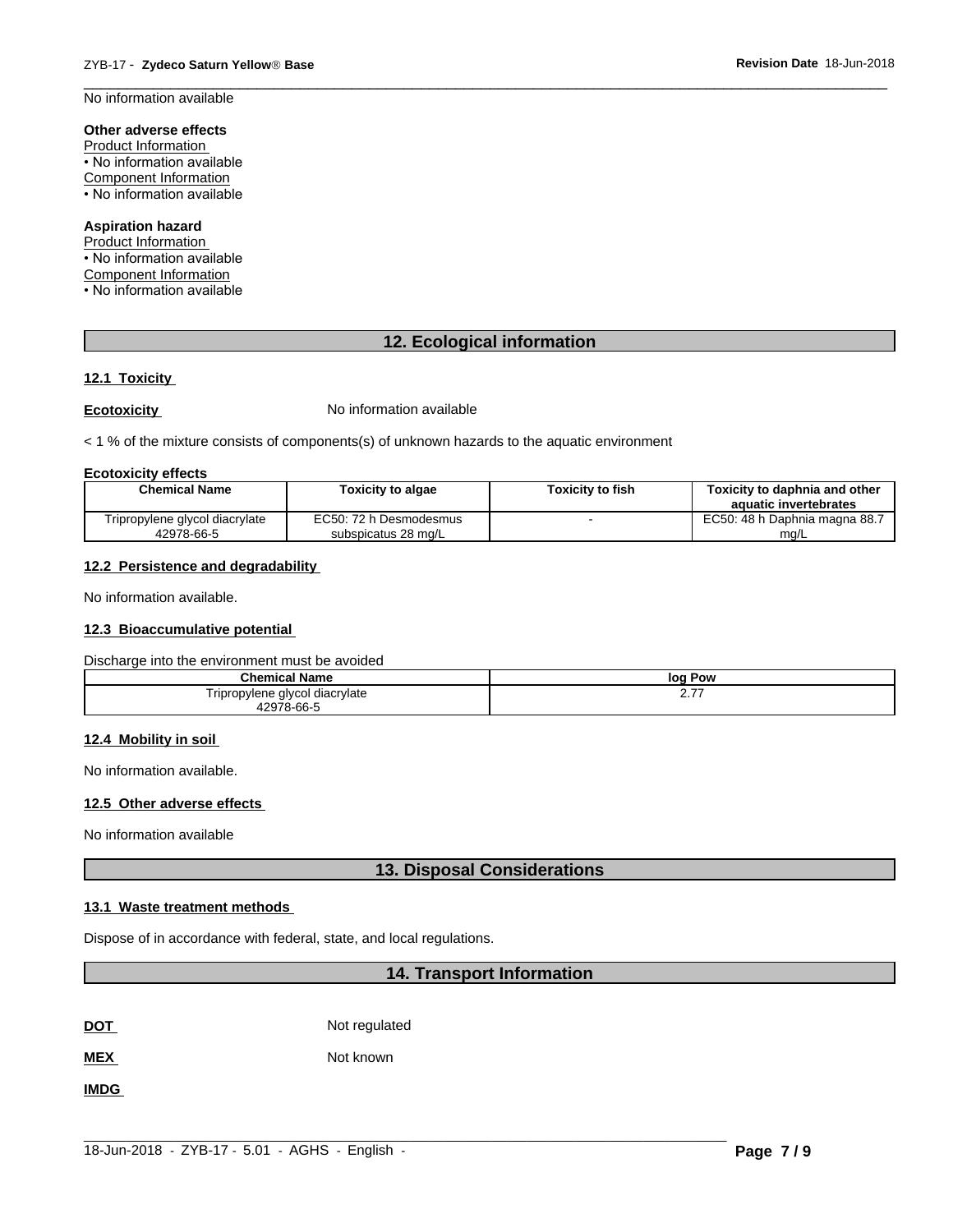No information available

**Other adverse effects**
Product Information
• No information available
Component Information
• No information available

**Aspiration hazard**
Product Information
• No information available
Component Information
• No information available

## 12. Ecological information

### 12.1 Toxicity

**Ecotoxicity** No information available

< 1 % of the mixture consists of components(s) of unknown hazards to the aquatic environment

**Ecotoxicity effects**

| Chemical Name | Toxicity to algae | Toxicity to fish | Toxicity to daphnia and other aquatic invertebrates |
|---|---|---|---|
| Tripropylene glycol diacrylate 42978-66-5 | EC50: 72 h Desmodesmus subspicatus 28 mg/L | - | EC50: 48 h Daphnia magna 88.7 mg/L |

### 12.2 Persistence and degradability

No information available.

### 12.3 Bioaccumulative potential

Discharge into the environment must be avoided

| Chemical Name | log Pow |
|---|---|
| Tripropylene glycol diacrylate 42978-66-5 | 2.77 |

### 12.4 Mobility in soil

No information available.

### 12.5 Other adverse effects

No information available

## 13. Disposal Considerations

### 13.1 Waste treatment methods

Dispose of in accordance with federal, state, and local regulations.

## 14. Transport Information

**DOT** Not regulated

**MEX** Not known

**IMDG**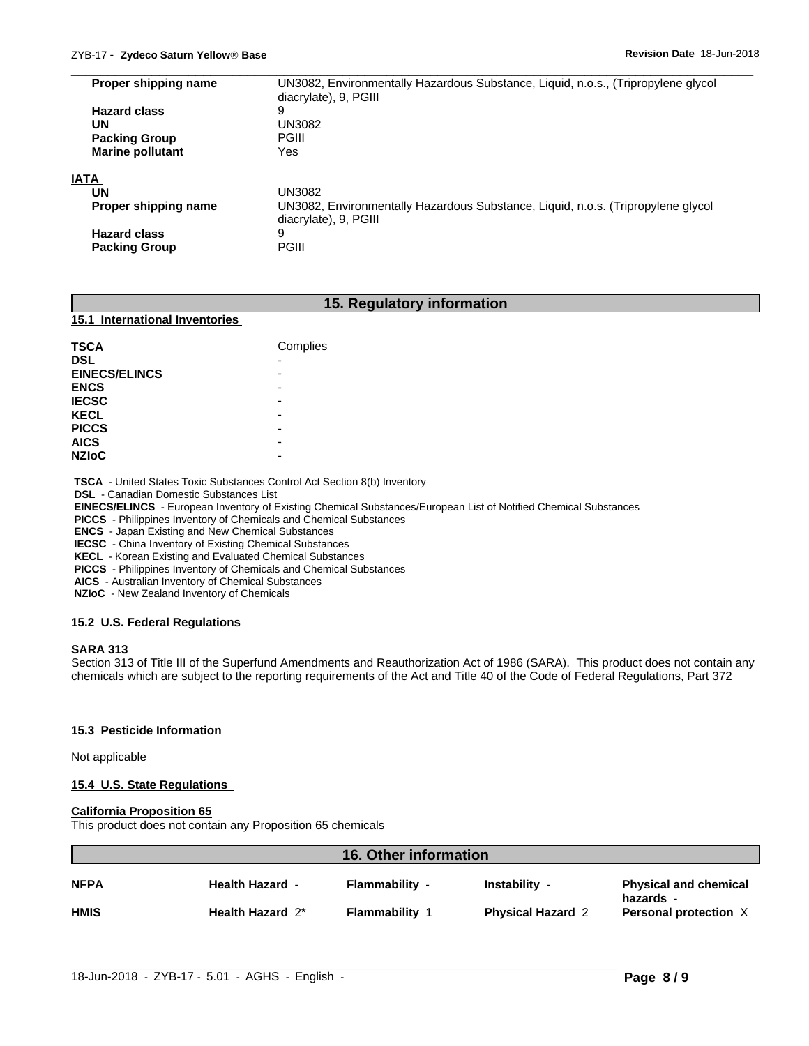| | |
|---|---|
| **Proper shipping name** | UN3082, Environmentally Hazardous Substance, Liquid, n.o.s., (Tripropylene glycol diacrylate), 9, PGIII |
| **Hazard class** | 9 |
| **UN** | UN3082 |
| **Packing Group** | PGIII |
| **Marine pollutant** | Yes |

**IATA**

| | |
|---|---|
| **UN** | UN3082 |
| **Proper shipping name** | UN3082, Environmentally Hazardous Substance, Liquid, n.o.s. (Tripropylene glycol diacrylate), 9, PGIII |
| **Hazard class** | 9 |
| **Packing Group** | PGIII |

## 15. Regulatory information

### 15.1 International Inventories

| | |
|---|---|
| **TSCA** | Complies |
| **DSL** | - |
| **EINECS/ELINCS** | - |
| **ENCS** | - |
| **IECSC** | - |
| **KECL** | - |
| **PICCS** | - |
| **AICS** | - |
| **NZIoC** | - |

**TSCA** - United States Toxic Substances Control Act Section 8(b) Inventory
**DSL** - Canadian Domestic Substances List
**EINECS/ELINCS** - European Inventory of Existing Chemical Substances/European List of Notified Chemical Substances
**PICCS** - Philippines Inventory of Chemicals and Chemical Substances
**ENCS** - Japan Existing and New Chemical Substances
**IECSC** - China Inventory of Existing Chemical Substances
**KECL** - Korean Existing and Evaluated Chemical Substances
**PICCS** - Philippines Inventory of Chemicals and Chemical Substances
**AICS** - Australian Inventory of Chemical Substances
**NZIoC** - New Zealand Inventory of Chemicals

### 15.2 U.S. Federal Regulations

**SARA 313**

Section 313 of Title III of the Superfund Amendments and Reauthorization Act of 1986 (SARA). This product does not contain any chemicals which are subject to the reporting requirements of the Act and Title 40 of the Code of Federal Regulations, Part 372

### 15.3 Pesticide Information

Not applicable

### 15.4 U.S. State Regulations

**California Proposition 65**

This product does not contain any Proposition 65 chemicals

## 16. Other information

| | | | | |
|---|---|---|---|---|
| **NFPA** | **Health Hazard** - | **Flammability** - | **Instability** - | **Physical and chemical hazards** - |
| **HMIS** | **Health Hazard** 2* | **Flammability** 1 | **Physical Hazard** 2 | **Personal protection** X |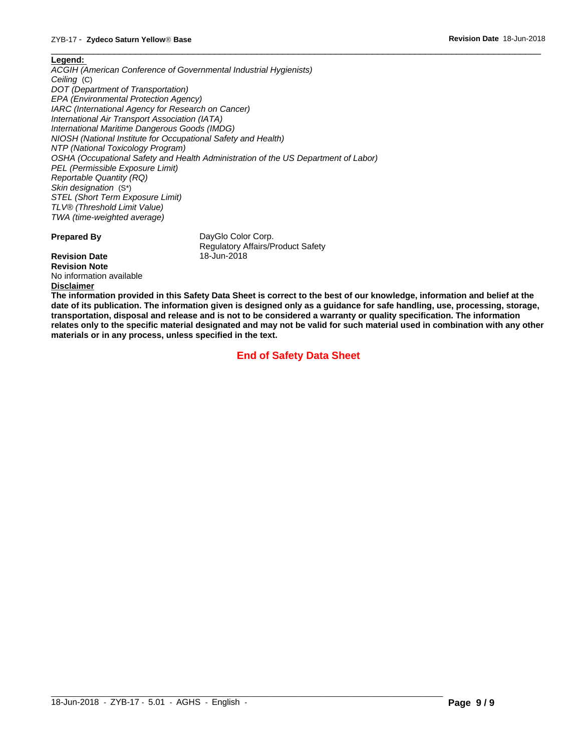**Legend:**

*ACGIH (American Conference of Governmental Industrial Hygienists)*
*Ceiling* (C)
*DOT (Department of Transportation)*
*EPA (Environmental Protection Agency)*
*IARC (International Agency for Research on Cancer)*
*International Air Transport Association (IATA)*
*International Maritime Dangerous Goods (IMDG)*
*NIOSH (National Institute for Occupational Safety and Health)*
*NTP (National Toxicology Program)*
*OSHA (Occupational Safety and Health Administration of the US Department of Labor)*
*PEL (Permissible Exposure Limit)*
*Reportable Quantity (RQ)*
*Skin designation* (S*)
*STEL (Short Term Exposure Limit)*
*TLV® (Threshold Limit Value)*
*TWA (time-weighted average)*

**Prepared By** DayGlo Color Corp.
Regulatory Affairs/Product Safety

**Revision Date** 18-Jun-2018

**Revision Note**

No information available

**Disclaimer**

**The information provided in this Safety Data Sheet is correct to the best of our knowledge, information and belief at the date of its publication. The information given is designed only as a guidance for safe handling, use, processing, storage, transportation, disposal and release and is not to be considered a warranty or quality specification. The information relates only to the specific material designated and may not be valid for such material used in combination with any other materials or in any process, unless specified in the text.**

**End of Safety Data Sheet**